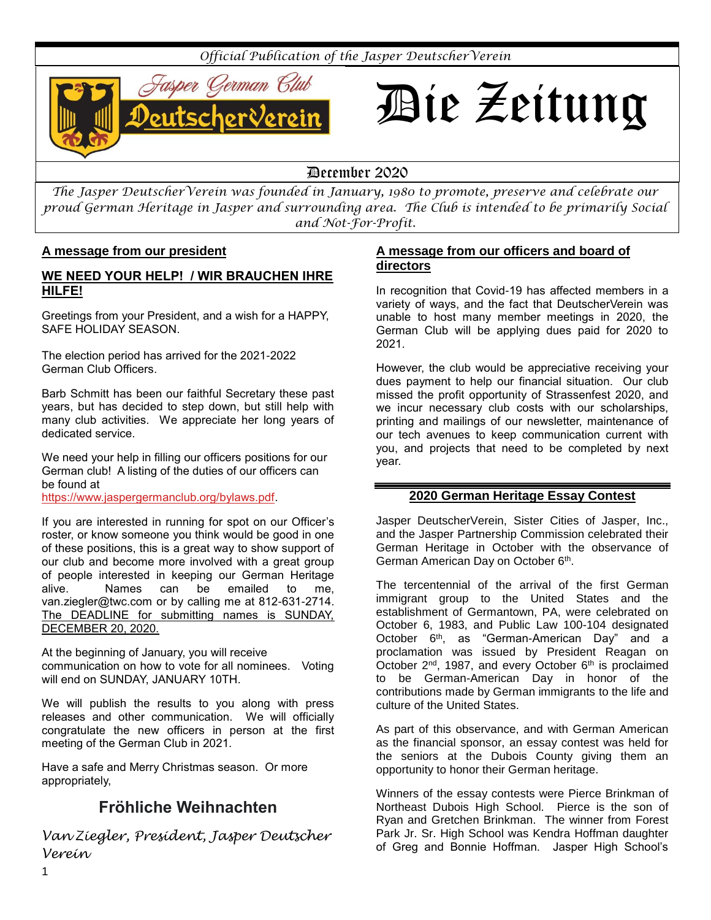*Official Publication of the Jasper DeutscherVerein*

Jasper German Club DeutscherVerein

# Die Zeitung

December 2020

*The Jasper DeutscherVerein was founded in January, 1980 to promote, preserve and celebrate our proud German Heritage in Jasper and surrounding area. The Club is intended to be primarily Social and Not-For-Profit.*

## A message from our president

### WE NEED YOUR HELP! / WIR BRAUCHEN IHRE HILFE!

Greetings from your President, and a wish for a HAPPY, SAFE HOLIDAY SEASON.

The election period has arrived for the 2021-2022 German Club Officers.

Barb Schmitt has been our faithful Secretary these past years, but has decided to step down, but still help with many club activities. We appreciate her long years of dedicated service.

We need your help in filling our officers positions for our German club! A listing of the duties of our officers can be found at https://www.jaspergermanclub.org/bylaws.pdf.

If you are interested in running for spot on our Officer's roster, or know someone you think would be good in one of these positions, this is a great way to show support of our club and become more involved with a great group of people interested in keeping our German Heritage alive. Names can be emailed to me, van.ziegler@twc.com or by calling me at 812-631-2714. The DEADLINE for submitting names is SUNDAY, DECEMBER 20, 2020.

At the beginning of January, you will receive communication on how to vote for all nominees. Voting will end on SUNDAY, JANUARY 10TH.

We will publish the results to you along with press releases and other communication. We will officially congratulate the new officers in person at the first meeting of the German Club in 2021.

Have a safe and Merry Christmas season. Or more appropriately,

**Fröhliche Weihnachten**

*Van Ziegler, President, Jasper Deutscher Verein*

## A message from our officers and board of directors

In recognition that Covid-19 has affected members in a variety of ways, and the fact that DeutscherVerein was unable to host many member meetings in 2020, the German Club will be applying dues paid for 2020 to 2021.

However, the club would be appreciative receiving your dues payment to help our financial situation. Our club missed the profit opportunity of Strassenfest 2020, and we incur necessary club costs with our scholarships, printing and mailings of our newsletter, maintenance of our tech avenues to keep communication current with you, and projects that need to be completed by next year.

## 2020 German Heritage Essay Contest

Jasper DeutscherVerein, Sister Cities of Jasper, Inc., and the Jasper Partnership Commission celebrated their German Heritage in October with the observance of German American Day on October 6th.

The tercentennial of the arrival of the first German immigrant group to the United States and the establishment of Germantown, PA, were celebrated on October 6, 1983, and Public Law 100-104 designated October 6th, as "German-American Day" and a proclamation was issued by President Reagan on October 2nd, 1987, and every October 6th is proclaimed to be German-American Day in honor of the contributions made by German immigrants to the life and culture of the United States.

As part of this observance, and with German American as the financial sponsor, an essay contest was held for the seniors at the Dubois County giving them an opportunity to honor their German heritage.

Winners of the essay contests were Pierce Brinkman of Northeast Dubois High School. Pierce is the son of Ryan and Gretchen Brinkman. The winner from Forest Park Jr. Sr. High School was Kendra Hoffman daughter of Greg and Bonnie Hoffman. Jasper High School's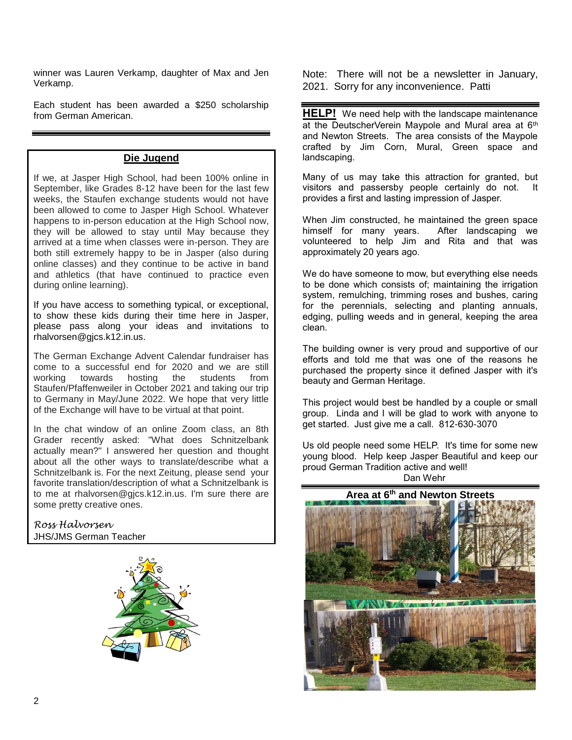winner was Lauren Verkamp, daughter of Max and Jen Verkamp.

Each student has been awarded a $250 scholarship from German American.

---

## Die Jugend

If we, at Jasper High School, had been 100% online in September, like Grades 8-12 have been for the last few weeks, the Staufen exchange students would not have been allowed to come to Jasper High School. Whatever happens to in-person education at the High School now, they will be allowed to stay until May because they arrived at a time when classes were in-person. They are both still extremely happy to be in Jasper (also during online classes) and they continue to be active in band and athletics (that have continued to practice even during online learning).

If you have access to something typical, or exceptional, to show these kids during their time here in Jasper, please pass along your ideas and invitations to rhalvorsen@gjcs.k12.in.us.

The German Exchange Advent Calendar fundraiser has come to a successful end for 2020 and we are still working towards hosting the students from Staufen/Pfaffenweiler in October 2021 and taking our trip to Germany in May/June 2022. We hope that very little of the Exchange will have to be virtual at that point.

In the chat window of an online Zoom class, an 8th Grader recently asked: "What does Schnitzelbank actually mean?" I answered her question and thought about all the other ways to translate/describe what a Schnitzelbank is. For the next Zeitung, please send your favorite translation/description of what a Schnitzelbank is to me at rhalvorsen@gjcs.k12.in.us. I'm sure there are some pretty creative ones.

*Ross Halvorsen*
JHS/JMS German Teacher

Note: There will not be a newsletter in January, 2021. Sorry for any inconvenience. Patti

---

**HELP!** We need help with the landscape maintenance at the DeutscherVerein Maypole and Mural area at 6th and Newton Streets. The area consists of the Maypole crafted by Jim Corn, Mural, Green space and landscaping.

Many of us may take this attraction for granted, but visitors and passersby people certainly do not. It provides a first and lasting impression of Jasper.

When Jim constructed, he maintained the green space himself for many years. After landscaping we volunteered to help Jim and Rita and that was approximately 20 years ago.

We do have someone to mow, but everything else needs to be done which consists of; maintaining the irrigation system, remulching, trimming roses and bushes, caring for the perennials, selecting and planting annuals, edging, pulling weeds and in general, keeping the area clean.

The building owner is very proud and supportive of our efforts and told me that was one of the reasons he purchased the property since it defined Jasper with it's beauty and German Heritage.

This project would best be handled by a couple or small group. Linda and I will be glad to work with anyone to get started. Just give me a call. 812-630-3070

Us old people need some HELP. It's time for some new young blood. Help keep Jasper Beautiful and keep our proud German Tradition active and well!

Dan Wehr

---

**Area at 6th and Newton Streets**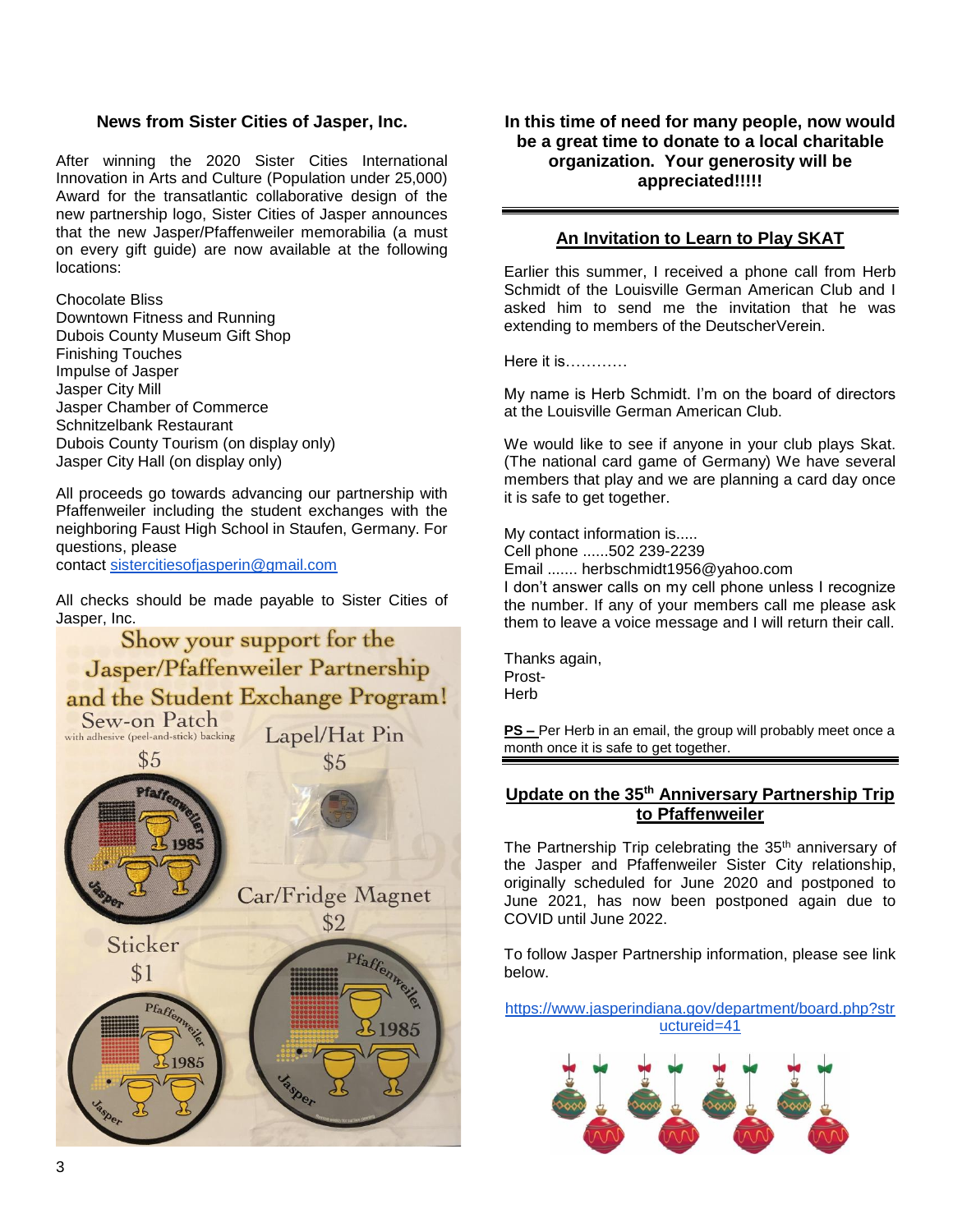## News from Sister Cities of Jasper, Inc.

After winning the 2020 Sister Cities International Innovation in Arts and Culture (Population under 25,000) Award for the transatlantic collaborative design of the new partnership logo, Sister Cities of Jasper announces that the new Jasper/Pfaffenweiler memorabilia (a must on every gift guide) are now available at the following locations:

Chocolate Bliss
Downtown Fitness and Running
Dubois County Museum Gift Shop
Finishing Touches
Impulse of Jasper
Jasper City Mill
Jasper Chamber of Commerce
Schnitzelbank Restaurant
Dubois County Tourism (on display only)
Jasper City Hall (on display only)

All proceeds go towards advancing our partnership with Pfaffenweiler including the student exchanges with the neighboring Faust High School in Staufen, Germany. For questions, please contact sistercitiesofjasperin@gmail.com

All checks should be made payable to Sister Cities of Jasper, Inc.

Show your support for the Jasper/Pfaffenweiler Partnership and the Student Exchange Program!

Sew-on Patch with adhesive (peel-and-stick) backing $5

Lapel/Hat Pin $5

Car/Fridge Magnet $2

Sticker $1

**In this time of need for many people, now would be a great time to donate to a local charitable organization. Your generosity will be appreciated!!!!!**

## An Invitation to Learn to Play SKAT

Earlier this summer, I received a phone call from Herb Schmidt of the Louisville German American Club and I asked him to send me the invitation that he was extending to members of the DeutscherVerein.

Here it is…………

My name is Herb Schmidt. I'm on the board of directors at the Louisville German American Club.

We would like to see if anyone in your club plays Skat. (The national card game of Germany) We have several members that play and we are planning a card day once it is safe to get together.

My contact information is.....
Cell phone ......502 239-2239
Email ....... herbschmidt1956@yahoo.com
I don't answer calls on my cell phone unless I recognize the number. If any of your members call me please ask them to leave a voice message and I will return their call.

Thanks again,
Prost-
Herb

**PS –** Per Herb in an email, the group will probably meet once a month once it is safe to get together.

## Update on the 35th Anniversary Partnership Trip to Pfaffenweiler

The Partnership Trip celebrating the 35th anniversary of the Jasper and Pfaffenweiler Sister City relationship, originally scheduled for June 2020 and postponed to June 2021, has now been postponed again due to COVID until June 2022.

To follow Jasper Partnership information, please see link below.

https://www.jasperindiana.gov/department/board.php?structureid=41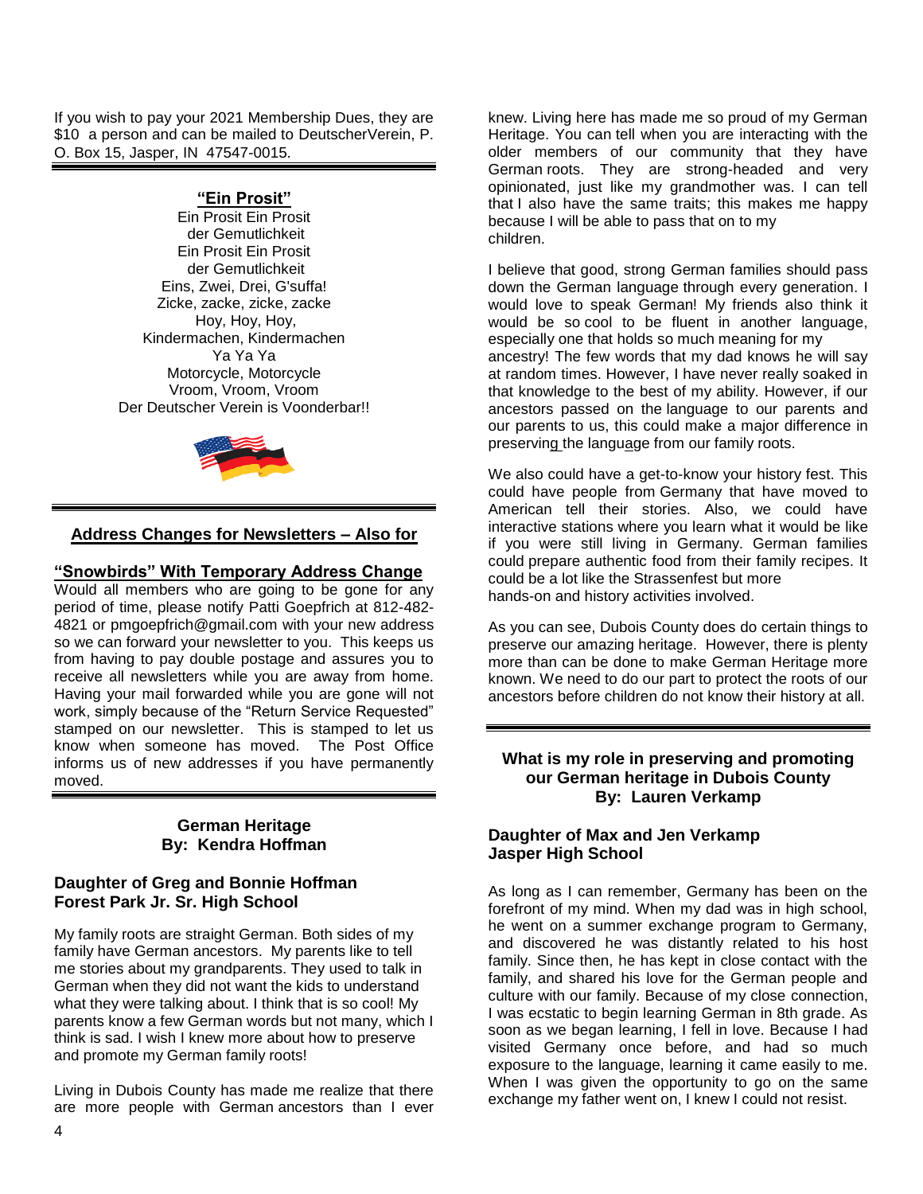If you wish to pay your 2021 Membership Dues, they are $10 a person and can be mailed to DeutscherVerein, P. O. Box 15, Jasper, IN 47547-0015.

---

## "Ein Prosit"

Ein Prosit Ein Prosit
der Gemutlichkeit
Ein Prosit Ein Prosit
der Gemutlichkeit
Eins, Zwei, Drei, G'suffa!
Zicke, zacke, zicke, zacke
Hoy, Hoy, Hoy,
Kindermachen, Kindermachen
Ya Ya Ya
Motorcycle, Motorcycle
Vroom, Vroom, Vroom
Der Deutscher Verein is Voonderbar!!

---

## Address Changes for Newsletters – Also for "Snowbirds" With Temporary Address Change

Would all members who are going to be gone for any period of time, please notify Patti Goepfrich at 812-482-4821 or pmgoepfrich@gmail.com with your new address so we can forward your newsletter to you. This keeps us from having to pay double postage and assures you to receive all newsletters while you are away from home. Having your mail forwarded while you are gone will not work, simply because of the "Return Service Requested" stamped on our newsletter. This is stamped to let us know when someone has moved. The Post Office informs us of new addresses if you have permanently moved.

---

## German Heritage
**By: Kendra Hoffman**

### Daughter of Greg and Bonnie Hoffman
### Forest Park Jr. Sr. High School

My family roots are straight German. Both sides of my family have German ancestors. My parents like to tell me stories about my grandparents. They used to talk in German when they did not want the kids to understand what they were talking about. I think that is so cool! My parents know a few German words but not many, which I think is sad. I wish I knew more about how to preserve and promote my German family roots!

Living in Dubois County has made me realize that there are more people with German ancestors than I ever knew. Living here has made me so proud of my German Heritage. You can tell when you are interacting with the older members of our community that they have German roots. They are strong-headed and very opinionated, just like my grandmother was. I can tell that I also have the same traits; this makes me happy because I will be able to pass that on to my children.

I believe that good, strong German families should pass down the German language through every generation. I would love to speak German! My friends also think it would be so cool to be fluent in another language, especially one that holds so much meaning for my ancestry! The few words that my dad knows he will say at random times. However, I have never really soaked in that knowledge to the best of my ability. However, if our ancestors passed on the language to our parents and our parents to us, this could make a major difference in preserving the language from our family roots.

We also could have a get-to-know your history fest. This could have people from Germany that have moved to American tell their stories. Also, we could have interactive stations where you learn what it would be like if you were still living in Germany. German families could prepare authentic food from their family recipes. It could be a lot like the Strassenfest but more hands-on and history activities involved.

As you can see, Dubois County does do certain things to preserve our amazing heritage. However, there is plenty more than can be done to make German Heritage more known. We need to do our part to protect the roots of our ancestors before children do not know their history at all.

---

## What is my role in preserving and promoting our German heritage in Dubois County
**By: Lauren Verkamp**

### Daughter of Max and Jen Verkamp
### Jasper High School

As long as I can remember, Germany has been on the forefront of my mind. When my dad was in high school, he went on a summer exchange program to Germany, and discovered he was distantly related to his host family. Since then, he has kept in close contact with the family, and shared his love for the German people and culture with our family. Because of my close connection, I was ecstatic to begin learning German in 8th grade. As soon as we began learning, I fell in love. Because I had visited Germany once before, and had so much exposure to the language, learning it came easily to me. When I was given the opportunity to go on the same exchange my father went on, I knew I could not resist.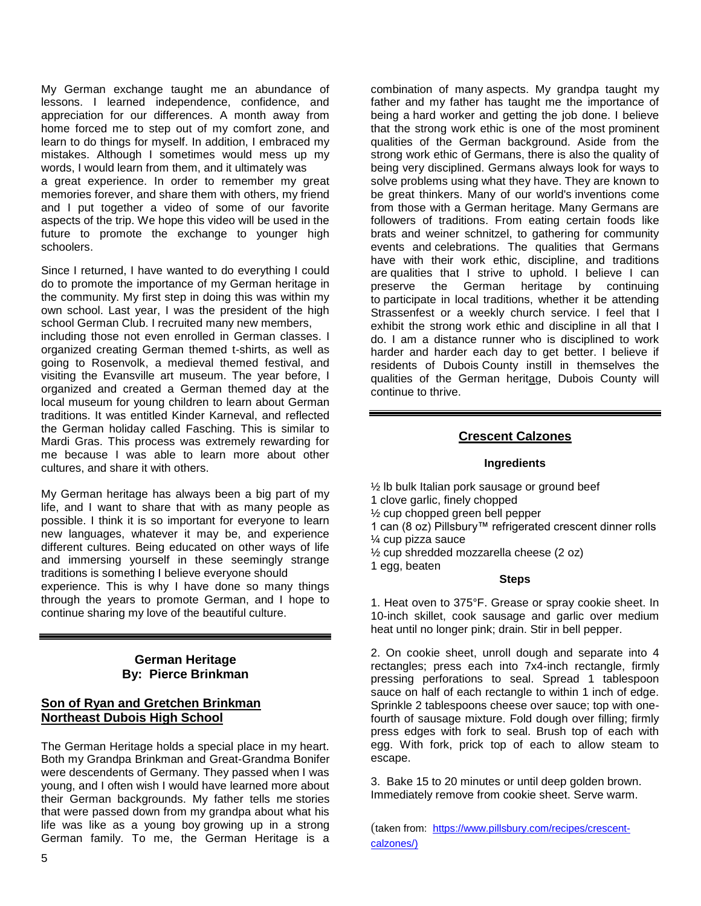My German exchange taught me an abundance of lessons. I learned independence, confidence, and appreciation for our differences. A month away from home forced me to step out of my comfort zone, and learn to do things for myself. In addition, I embraced my mistakes. Although I sometimes would mess up my words, I would learn from them, and it ultimately was a great experience. In order to remember my great memories forever, and share them with others, my friend and I put together a video of some of our favorite aspects of the trip. We hope this video will be used in the future to promote the exchange to younger high schoolers.

Since I returned, I have wanted to do everything I could do to promote the importance of my German heritage in the community. My first step in doing this was within my own school. Last year, I was the president of the high school German Club. I recruited many new members, including those not even enrolled in German classes. I organized creating German themed t-shirts, as well as going to Rosenvolk, a medieval themed festival, and visiting the Evansville art museum. The year before, I organized and created a German themed day at the local museum for young children to learn about German traditions. It was entitled Kinder Karneval, and reflected the German holiday called Fasching. This is similar to Mardi Gras. This process was extremely rewarding for me because I was able to learn more about other cultures, and share it with others.

My German heritage has always been a big part of my life, and I want to share that with as many people as possible. I think it is so important for everyone to learn new languages, whatever it may be, and experience different cultures. Being educated on other ways of life and immersing yourself in these seemingly strange traditions is something I believe everyone should experience. This is why I have done so many things through the years to promote German, and I hope to continue sharing my love of the beautiful culture.

---

## German Heritage
## By: Pierce Brinkman

**Son of Ryan and Gretchen Brinkman**
**Northeast Dubois High School**

The German Heritage holds a special place in my heart. Both my Grandpa Brinkman and Great-Grandma Bonifer were descendents of Germany. They passed when I was young, and I often wish I would have learned more about their German backgrounds. My father tells me stories that were passed down from my grandpa about what his life was like as a young boy growing up in a strong German family. To me, the German Heritage is a combination of many aspects. My grandpa taught my father and my father has taught me the importance of being a hard worker and getting the job done. I believe that the strong work ethic is one of the most prominent qualities of the German background. Aside from the strong work ethic of Germans, there is also the quality of being very disciplined. Germans always look for ways to solve problems using what they have. They are known to be great thinkers. Many of our world's inventions come from those with a German heritage. Many Germans are followers of traditions. From eating certain foods like brats and weiner schnitzel, to gathering for community events and celebrations. The qualities that Germans have with their work ethic, discipline, and traditions are qualities that I strive to uphold. I believe I can preserve the German heritage by continuing to participate in local traditions, whether it be attending Strassenfest or a weekly church service. I feel that I exhibit the strong work ethic and discipline in all that I do. I am a distance runner who is disciplined to work harder and harder each day to get better. I believe if residents of Dubois County instill in themselves the qualities of the German heritage, Dubois County will continue to thrive.

---

## Crescent Calzones

### Ingredients

½ lb bulk Italian pork sausage or ground beef
1 clove garlic, finely chopped
½ cup chopped green bell pepper
1 can (8 oz) Pillsbury™ refrigerated crescent dinner rolls
¼ cup pizza sauce
½ cup shredded mozzarella cheese (2 oz)
1 egg, beaten

### Steps

1. Heat oven to 375°F. Grease or spray cookie sheet. In 10-inch skillet, cook sausage and garlic over medium heat until no longer pink; drain. Stir in bell pepper.

2. On cookie sheet, unroll dough and separate into 4 rectangles; press each into 7x4-inch rectangle, firmly pressing perforations to seal. Spread 1 tablespoon sauce on half of each rectangle to within 1 inch of edge. Sprinkle 2 tablespoons cheese over sauce; top with one-fourth of sausage mixture. Fold dough over filling; firmly press edges with fork to seal. Brush top of each with egg. With fork, prick top of each to allow steam to escape.

3. Bake 15 to 20 minutes or until deep golden brown. Immediately remove from cookie sheet. Serve warm.

(taken from: https://www.pillsbury.com/recipes/crescent-calzones/)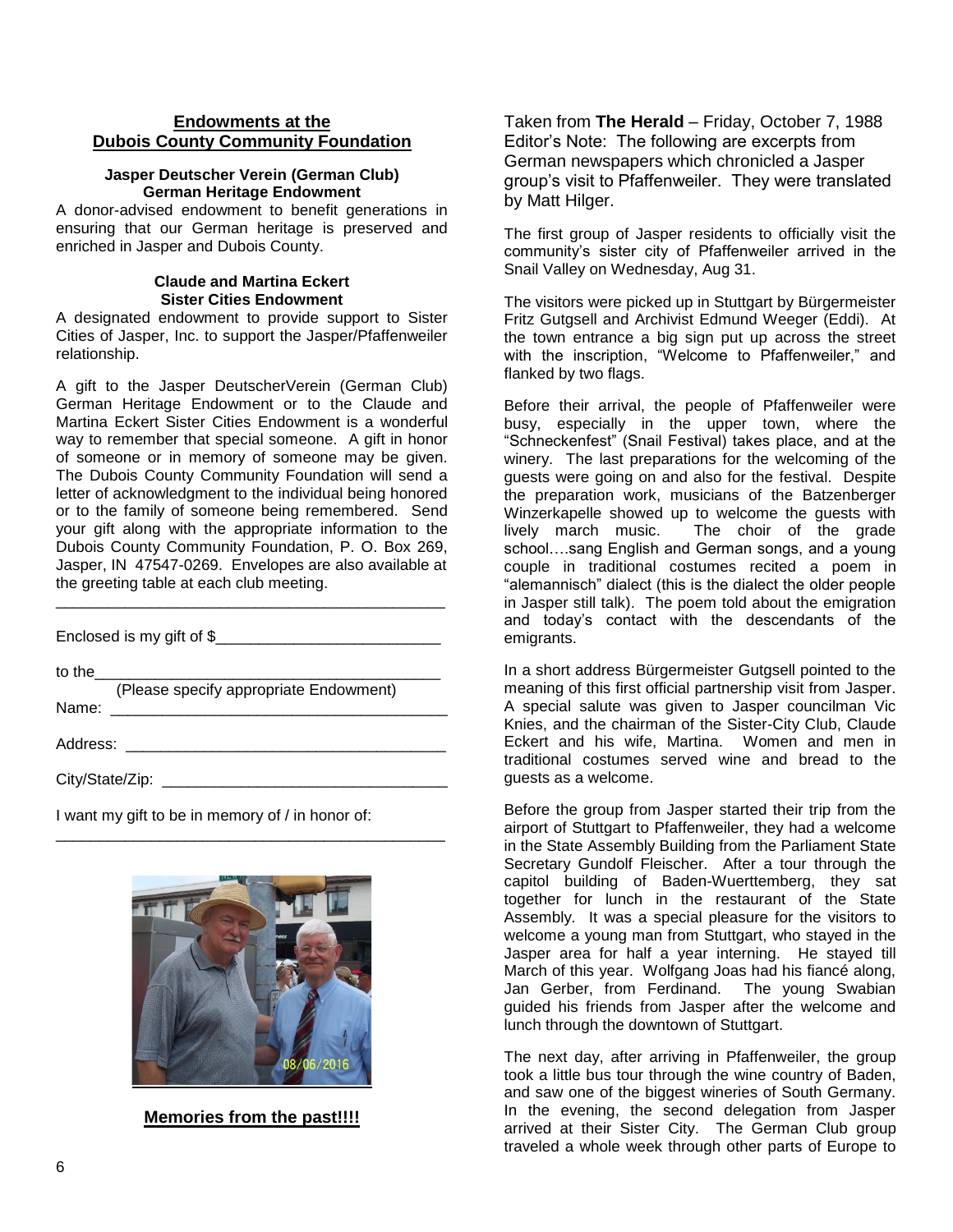## Endowments at the Dubois County Community Foundation

### Jasper Deutscher Verein (German Club) German Heritage Endowment

A donor-advised endowment to benefit generations in ensuring that our German heritage is preserved and enriched in Jasper and Dubois County.

### Claude and Martina Eckert Sister Cities Endowment

A designated endowment to provide support to Sister Cities of Jasper, Inc. to support the Jasper/Pfaffenweiler relationship.

A gift to the Jasper DeutscherVerein (German Club) German Heritage Endowment or to the Claude and Martina Eckert Sister Cities Endowment is a wonderful way to remember that special someone. A gift in honor of someone or in memory of someone may be given. The Dubois County Community Foundation will send a letter of acknowledgment to the individual being honored or to the family of someone being remembered. Send your gift along with the appropriate information to the Dubois County Community Foundation, P. O. Box 269, Jasper, IN 47547-0269. Envelopes are also available at the greeting table at each club meeting.

---

Enclosed is my gift of $__________________________

to the________________________________________
(Please specify appropriate Endowment)

Name: ________________________________________

Address: ______________________________________

City/State/Zip: _________________________________

I want my gift to be in memory of / in honor of:

_____________________________________________

**Memories from the past!!!!**

Taken from **The Herald** – Friday, October 7, 1988
Editor's Note: The following are excerpts from German newspapers which chronicled a Jasper group's visit to Pfaffenweiler. They were translated by Matt Hilger.

The first group of Jasper residents to officially visit the community's sister city of Pfaffenweiler arrived in the Snail Valley on Wednesday, Aug 31.

The visitors were picked up in Stuttgart by Bürgermeister Fritz Gutgsell and Archivist Edmund Weeger (Eddi). At the town entrance a big sign put up across the street with the inscription, "Welcome to Pfaffenweiler," and flanked by two flags.

Before their arrival, the people of Pfaffenweiler were busy, especially in the upper town, where the "Schneckenfest" (Snail Festival) takes place, and at the winery. The last preparations for the welcoming of the guests were going on and also for the festival. Despite the preparation work, musicians of the Batzenberger Winzerkapelle showed up to welcome the guests with lively march music. The choir of the grade school….sang English and German songs, and a young couple in traditional costumes recited a poem in "alemannisch" dialect (this is the dialect the older people in Jasper still talk). The poem told about the emigration and today's contact with the descendants of the emigrants.

In a short address Bürgermeister Gutgsell pointed to the meaning of this first official partnership visit from Jasper. A special salute was given to Jasper councilman Vic Knies, and the chairman of the Sister-City Club, Claude Eckert and his wife, Martina. Women and men in traditional costumes served wine and bread to the guests as a welcome.

Before the group from Jasper started their trip from the airport of Stuttgart to Pfaffenweiler, they had a welcome in the State Assembly Building from the Parliament State Secretary Gundolf Fleischer. After a tour through the capitol building of Baden-Wuerttemberg, they sat together for lunch in the restaurant of the State Assembly. It was a special pleasure for the visitors to welcome a young man from Stuttgart, who stayed in the Jasper area for half a year interning. He stayed till March of this year. Wolfgang Joas had his fiancé along, Jan Gerber, from Ferdinand. The young Swabian guided his friends from Jasper after the welcome and lunch through the downtown of Stuttgart.

The next day, after arriving in Pfaffenweiler, the group took a little bus tour through the wine country of Baden, and saw one of the biggest wineries of South Germany. In the evening, the second delegation from Jasper arrived at their Sister City. The German Club group traveled a whole week through other parts of Europe to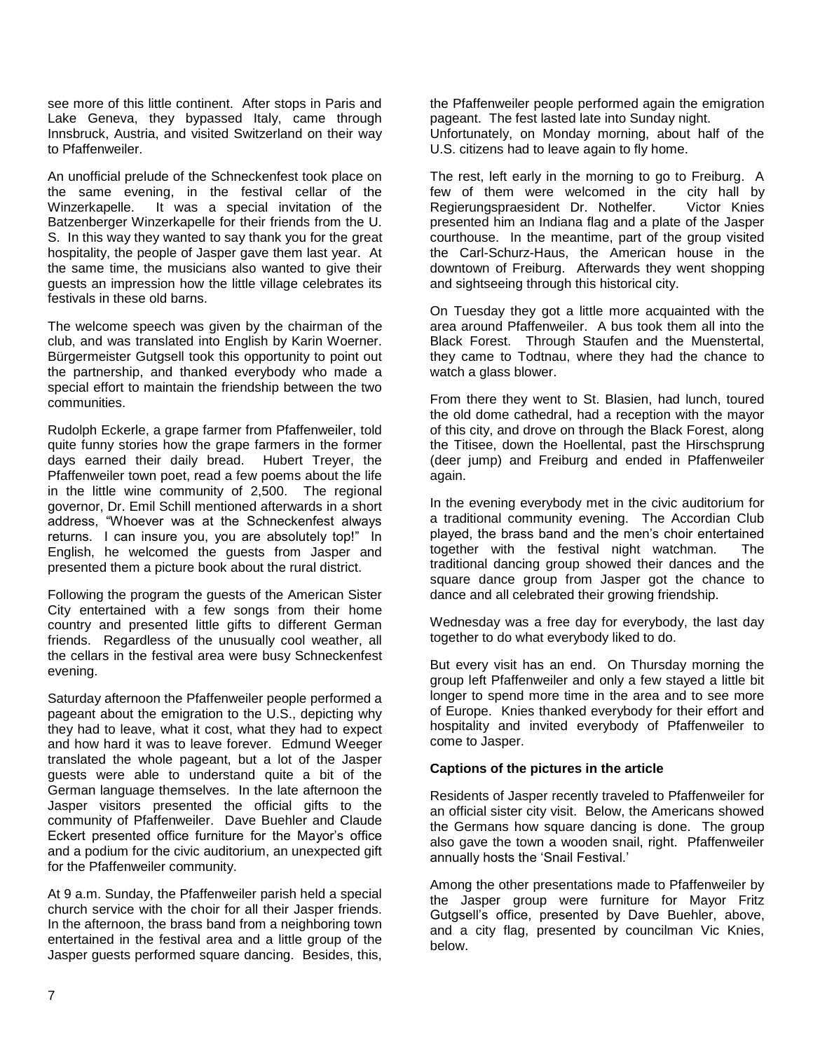see more of this little continent. After stops in Paris and Lake Geneva, they bypassed Italy, came through Innsbruck, Austria, and visited Switzerland on their way to Pfaffenweiler.

An unofficial prelude of the Schneckenfest took place on the same evening, in the festival cellar of the Winzerkapelle. It was a special invitation of the Batzenberger Winzerkapelle for their friends from the U. S. In this way they wanted to say thank you for the great hospitality, the people of Jasper gave them last year. At the same time, the musicians also wanted to give their guests an impression how the little village celebrates its festivals in these old barns.

The welcome speech was given by the chairman of the club, and was translated into English by Karin Woerner. Bürgermeister Gutgsell took this opportunity to point out the partnership, and thanked everybody who made a special effort to maintain the friendship between the two communities.

Rudolph Eckerle, a grape farmer from Pfaffenweiler, told quite funny stories how the grape farmers in the former days earned their daily bread. Hubert Treyer, the Pfaffenweiler town poet, read a few poems about the life in the little wine community of 2,500. The regional governor, Dr. Emil Schill mentioned afterwards in a short address, "Whoever was at the Schneckenfest always returns. I can insure you, you are absolutely top!" In English, he welcomed the guests from Jasper and presented them a picture book about the rural district.

Following the program the guests of the American Sister City entertained with a few songs from their home country and presented little gifts to different German friends. Regardless of the unusually cool weather, all the cellars in the festival area were busy Schneckenfest evening.

Saturday afternoon the Pfaffenweiler people performed a pageant about the emigration to the U.S., depicting why they had to leave, what it cost, what they had to expect and how hard it was to leave forever. Edmund Weeger translated the whole pageant, but a lot of the Jasper guests were able to understand quite a bit of the German language themselves. In the late afternoon the Jasper visitors presented the official gifts to the community of Pfaffenweiler. Dave Buehler and Claude Eckert presented office furniture for the Mayor's office and a podium for the civic auditorium, an unexpected gift for the Pfaffenweiler community.

At 9 a.m. Sunday, the Pfaffenweiler parish held a special church service with the choir for all their Jasper friends. In the afternoon, the brass band from a neighboring town entertained in the festival area and a little group of the Jasper guests performed square dancing. Besides, this, the Pfaffenweiler people performed again the emigration pageant. The fest lasted late into Sunday night.
Unfortunately, on Monday morning, about half of the U.S. citizens had to leave again to fly home.

The rest, left early in the morning to go to Freiburg. A few of them were welcomed in the city hall by Regierungspraesident Dr. Nothelfer. Victor Knies presented him an Indiana flag and a plate of the Jasper courthouse. In the meantime, part of the group visited the Carl-Schurz-Haus, the American house in the downtown of Freiburg. Afterwards they went shopping and sightseeing through this historical city.

On Tuesday they got a little more acquainted with the area around Pfaffenweiler. A bus took them all into the Black Forest. Through Staufen and the Muenstertal, they came to Todtnau, where they had the chance to watch a glass blower.

From there they went to St. Blasien, had lunch, toured the old dome cathedral, had a reception with the mayor of this city, and drove on through the Black Forest, along the Titisee, down the Hoellental, past the Hirschsprung (deer jump) and Freiburg and ended in Pfaffenweiler again.

In the evening everybody met in the civic auditorium for a traditional community evening. The Accordian Club played, the brass band and the men's choir entertained together with the festival night watchman. The traditional dancing group showed their dances and the square dance group from Jasper got the chance to dance and all celebrated their growing friendship.

Wednesday was a free day for everybody, the last day together to do what everybody liked to do.

But every visit has an end. On Thursday morning the group left Pfaffenweiler and only a few stayed a little bit longer to spend more time in the area and to see more of Europe. Knies thanked everybody for their effort and hospitality and invited everybody of Pfaffenweiler to come to Jasper.

**Captions of the pictures in the article**

Residents of Jasper recently traveled to Pfaffenweiler for an official sister city visit. Below, the Americans showed the Germans how square dancing is done. The group also gave the town a wooden snail, right. Pfaffenweiler annually hosts the 'Snail Festival.'

Among the other presentations made to Pfaffenweiler by the Jasper group were furniture for Mayor Fritz Gutgsell's office, presented by Dave Buehler, above, and a city flag, presented by councilman Vic Knies, below.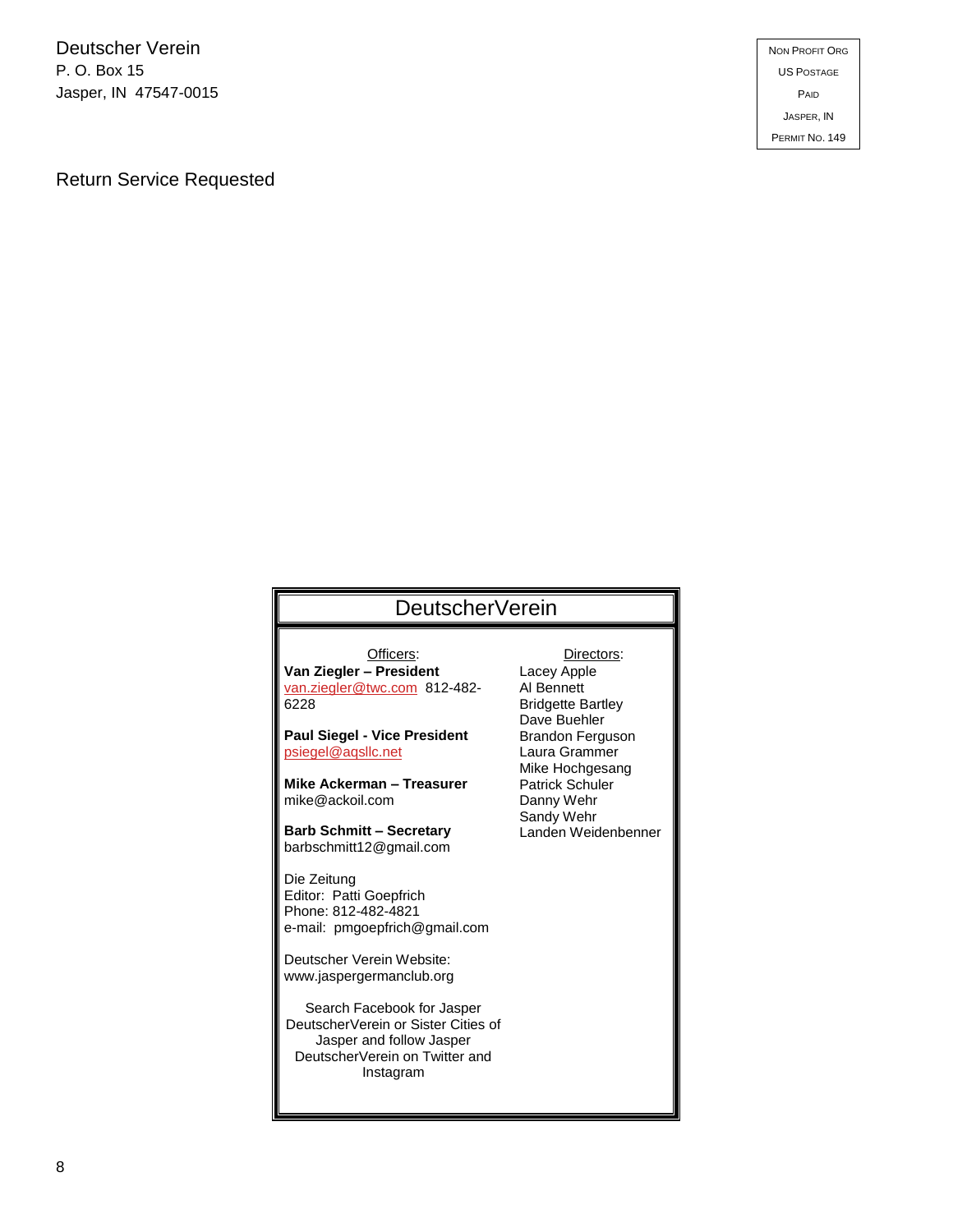Deutscher Verein
P. O. Box 15
Jasper, IN 47547-0015

NON PROFIT ORG
US POSTAGE
PAID
JASPER, IN
PERMIT NO. 149

Return Service Requested

## DeutscherVerein

Officers:

**Van Ziegler – President**
van.ziegler@twc.com 812-482-6228

**Paul Siegel - Vice President**
psiegel@aqsllc.net

**Mike Ackerman – Treasurer**
mike@ackoil.com

**Barb Schmitt – Secretary**
barbschmitt12@gmail.com

Die Zeitung
Editor: Patti Goepfrich
Phone: 812-482-4821
e-mail: pmgoepfrich@gmail.com

Deutscher Verein Website:
www.jaspergermanclub.org

Search Facebook for Jasper DeutscherVerein or Sister Cities of Jasper and follow Jasper DeutscherVerein on Twitter and Instagram

Directors:

Lacey Apple
Al Bennett
Bridgette Bartley
Dave Buehler
Brandon Ferguson
Laura Grammer
Mike Hochgesang
Patrick Schuler
Danny Wehr
Sandy Wehr
Landen Weidenbenner